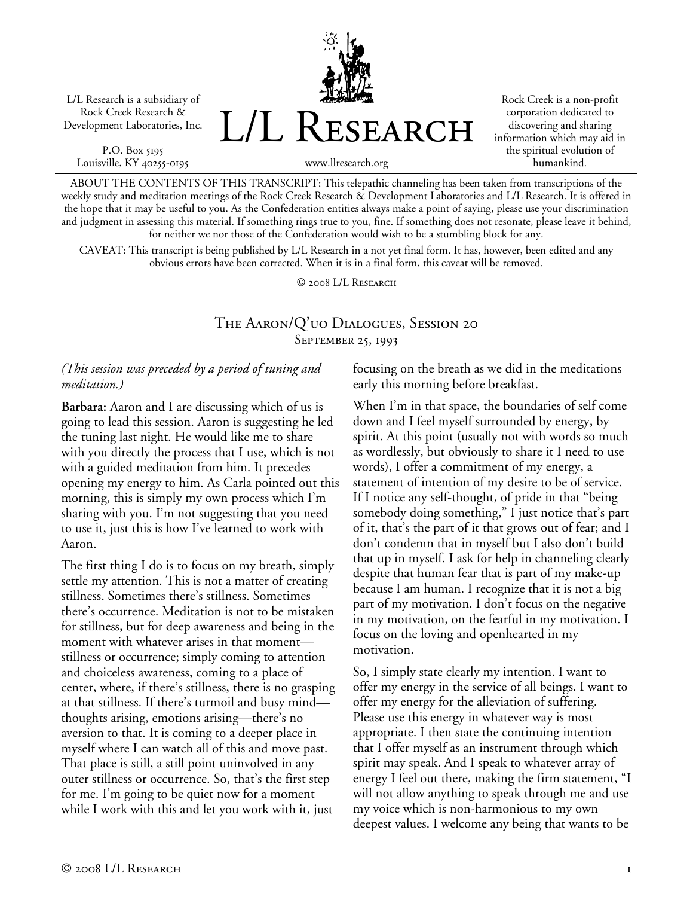L/L Research is a subsidiary of Rock Creek Research & Development Laboratories, Inc.

P.O. Box 5195
Louisville, KY 40255-0195

# L/L Research

www.llresearch.org

Rock Creek is a non-profit corporation dedicated to discovering and sharing information which may aid in the spiritual evolution of humankind.

ABOUT THE CONTENTS OF THIS TRANSCRIPT: This telepathic channeling has been taken from transcriptions of the weekly study and meditation meetings of the Rock Creek Research & Development Laboratories and L/L Research. It is offered in the hope that it may be useful to you. As the Confederation entities always make a point of saying, please use your discrimination and judgment in assessing this material. If something rings true to you, fine. If something does not resonate, please leave it behind, for neither we nor those of the Confederation would wish to be a stumbling block for any.

CAVEAT: This transcript is being published by L/L Research in a not yet final form. It has, however, been edited and any obvious errors have been corrected. When it is in a final form, this caveat will be removed.

© 2008 L/L Research

## The Aaron/Q'uo Dialogues, Session 20
### September 25, 1993

*(This session was preceded by a period of tuning and meditation.)*

**Barbara:** Aaron and I are discussing which of us is going to lead this session. Aaron is suggesting he led the tuning last night. He would like me to share with you directly the process that I use, which is not with a guided meditation from him. It precedes opening my energy to him. As Carla pointed out this morning, this is simply my own process which I'm sharing with you. I'm not suggesting that you need to use it, just this is how I've learned to work with Aaron.

The first thing I do is to focus on my breath, simply settle my attention. This is not a matter of creating stillness. Sometimes there's stillness. Sometimes there's occurrence. Meditation is not to be mistaken for stillness, but for deep awareness and being in the moment with whatever arises in that moment—stillness or occurrence; simply coming to attention and choiceless awareness, coming to a place of center, where, if there's stillness, there is no grasping at that stillness. If there's turmoil and busy mind—thoughts arising, emotions arising—there's no aversion to that. It is coming to a deeper place in myself where I can watch all of this and move past. That place is still, a still point uninvolved in any outer stillness or occurrence. So, that's the first step for me. I'm going to be quiet now for a moment while I work with this and let you work with it, just focusing on the breath as we did in the meditations early this morning before breakfast.

When I'm in that space, the boundaries of self come down and I feel myself surrounded by energy, by spirit. At this point (usually not with words so much as wordlessly, but obviously to share it I need to use words), I offer a commitment of my energy, a statement of intention of my desire to be of service. If I notice any self-thought, of pride in that "being somebody doing something," I just notice that's part of it, that's the part of it that grows out of fear; and I don't condemn that in myself but I also don't build that up in myself. I ask for help in channeling clearly despite that human fear that is part of my make-up because I am human. I recognize that it is not a big part of my motivation. I don't focus on the negative in my motivation, on the fearful in my motivation. I focus on the loving and openhearted in my motivation.

So, I simply state clearly my intention. I want to offer my energy in the service of all beings. I want to offer my energy for the alleviation of suffering. Please use this energy in whatever way is most appropriate. I then state the continuing intention that I offer myself as an instrument through which spirit may speak. And I speak to whatever array of energy I feel out there, making the firm statement, "I will not allow anything to speak through me and use my voice which is non-harmonious to my own deepest values. I welcome any being that wants to be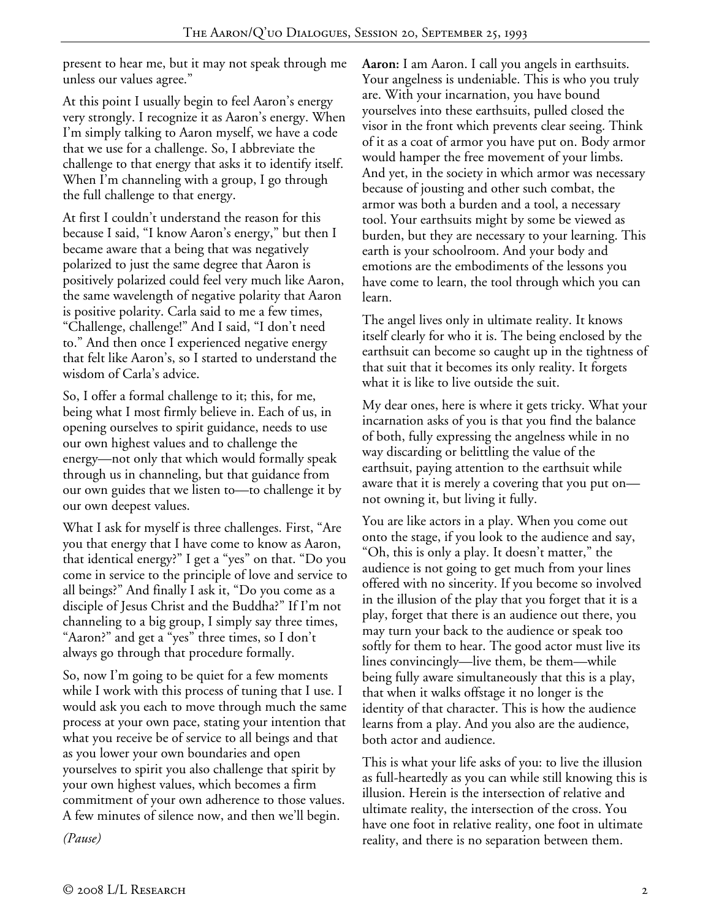present to hear me, but it may not speak through me unless our values agree."

At this point I usually begin to feel Aaron's energy very strongly. I recognize it as Aaron's energy. When I'm simply talking to Aaron myself, we have a code that we use for a challenge. So, I abbreviate the challenge to that energy that asks it to identify itself. When I'm channeling with a group, I go through the full challenge to that energy.

At first I couldn't understand the reason for this because I said, "I know Aaron's energy," but then I became aware that a being that was negatively polarized to just the same degree that Aaron is positively polarized could feel very much like Aaron, the same wavelength of negative polarity that Aaron is positive polarity. Carla said to me a few times, "Challenge, challenge!" And I said, "I don't need to." And then once I experienced negative energy that felt like Aaron's, so I started to understand the wisdom of Carla's advice.

So, I offer a formal challenge to it; this, for me, being what I most firmly believe in. Each of us, in opening ourselves to spirit guidance, needs to use our own highest values and to challenge the energy—not only that which would formally speak through us in channeling, but that guidance from our own guides that we listen to—to challenge it by our own deepest values.

What I ask for myself is three challenges. First, "Are you that energy that I have come to know as Aaron, that identical energy?" I get a "yes" on that. "Do you come in service to the principle of love and service to all beings?" And finally I ask it, "Do you come as a disciple of Jesus Christ and the Buddha?" If I'm not channeling to a big group, I simply say three times, "Aaron?" and get a "yes" three times, so I don't always go through that procedure formally.

So, now I'm going to be quiet for a few moments while I work with this process of tuning that I use. I would ask you each to move through much the same process at your own pace, stating your intention that what you receive be of service to all beings and that as you lower your own boundaries and open yourselves to spirit you also challenge that spirit by your own highest values, which becomes a firm commitment of your own adherence to those values. A few minutes of silence now, and then we'll begin.

*(Pause)*

**Aaron:** I am Aaron. I call you angels in earthsuits. Your angelness is undeniable. This is who you truly are. With your incarnation, you have bound yourselves into these earthsuits, pulled closed the visor in the front which prevents clear seeing. Think of it as a coat of armor you have put on. Body armor would hamper the free movement of your limbs. And yet, in the society in which armor was necessary because of jousting and other such combat, the armor was both a burden and a tool, a necessary tool. Your earthsuits might by some be viewed as burden, but they are necessary to your learning. This earth is your schoolroom. And your body and emotions are the embodiments of the lessons you have come to learn, the tool through which you can learn.

The angel lives only in ultimate reality. It knows itself clearly for who it is. The being enclosed by the earthsuit can become so caught up in the tightness of that suit that it becomes its only reality. It forgets what it is like to live outside the suit.

My dear ones, here is where it gets tricky. What your incarnation asks of you is that you find the balance of both, fully expressing the angelness while in no way discarding or belittling the value of the earthsuit, paying attention to the earthsuit while aware that it is merely a covering that you put on—not owning it, but living it fully.

You are like actors in a play. When you come out onto the stage, if you look to the audience and say, "Oh, this is only a play. It doesn't matter," the audience is not going to get much from your lines offered with no sincerity. If you become so involved in the illusion of the play that you forget that it is a play, forget that there is an audience out there, you may turn your back to the audience or speak too softly for them to hear. The good actor must live its lines convincingly—live them, be them—while being fully aware simultaneously that this is a play, that when it walks offstage it no longer is the identity of that character. This is how the audience learns from a play. And you also are the audience, both actor and audience.

This is what your life asks of you: to live the illusion as full-heartedly as you can while still knowing this is illusion. Herein is the intersection of relative and ultimate reality, the intersection of the cross. You have one foot in relative reality, one foot in ultimate reality, and there is no separation between them.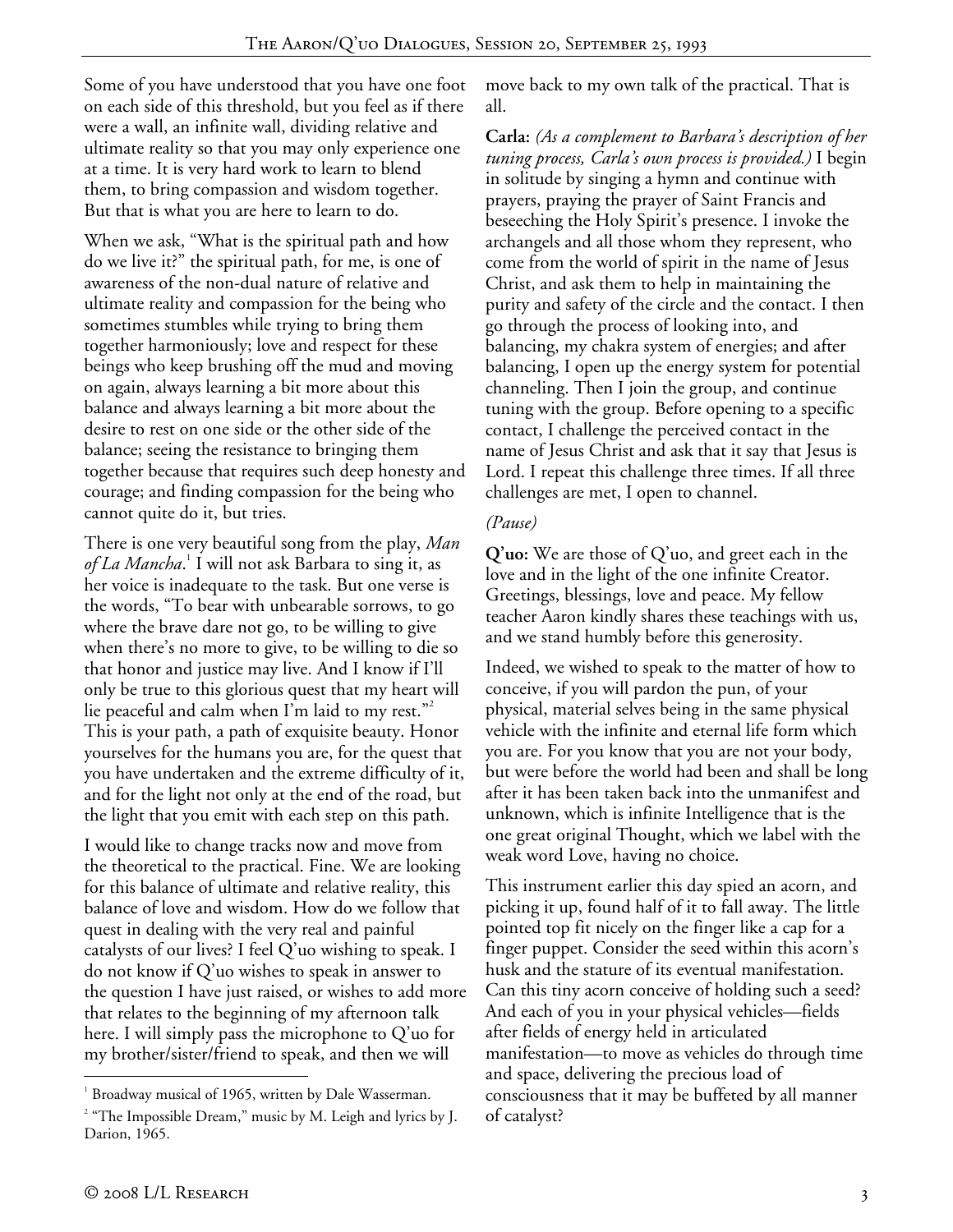Some of you have understood that you have one foot on each side of this threshold, but you feel as if there were a wall, an infinite wall, dividing relative and ultimate reality so that you may only experience one at a time. It is very hard work to learn to blend them, to bring compassion and wisdom together. But that is what you are here to learn to do.

When we ask, "What is the spiritual path and how do we live it?" the spiritual path, for me, is one of awareness of the non-dual nature of relative and ultimate reality and compassion for the being who sometimes stumbles while trying to bring them together harmoniously; love and respect for these beings who keep brushing off the mud and moving on again, always learning a bit more about this balance and always learning a bit more about the desire to rest on one side or the other side of the balance; seeing the resistance to bringing them together because that requires such deep honesty and courage; and finding compassion for the being who cannot quite do it, but tries.

There is one very beautiful song from the play, *Man of La Mancha*.[1] I will not ask Barbara to sing it, as her voice is inadequate to the task. But one verse is the words, "To bear with unbearable sorrows, to go where the brave dare not go, to be willing to give when there's no more to give, to be willing to die so that honor and justice may live. And I know if I'll only be true to this glorious quest that my heart will lie peaceful and calm when I'm laid to my rest."[2] This is your path, a path of exquisite beauty. Honor yourselves for the humans you are, for the quest that you have undertaken and the extreme difficulty of it, and for the light not only at the end of the road, but the light that you emit with each step on this path.

I would like to change tracks now and move from the theoretical to the practical. Fine. We are looking for this balance of ultimate and relative reality, this balance of love and wisdom. How do we follow that quest in dealing with the very real and painful catalysts of our lives? I feel Q'uo wishing to speak. I do not know if Q'uo wishes to speak in answer to the question I have just raised, or wishes to add more that relates to the beginning of my afternoon talk here. I will simply pass the microphone to Q'uo for my brother/sister/friend to speak, and then we will move back to my own talk of the practical. That is all.

**Carla:** *(As a complement to Barbara's description of her tuning process, Carla's own process is provided.)* I begin in solitude by singing a hymn and continue with prayers, praying the prayer of Saint Francis and beseeching the Holy Spirit's presence. I invoke the archangels and all those whom they represent, who come from the world of spirit in the name of Jesus Christ, and ask them to help in maintaining the purity and safety of the circle and the contact. I then go through the process of looking into, and balancing, my chakra system of energies; and after balancing, I open up the energy system for potential channeling. Then I join the group, and continue tuning with the group. Before opening to a specific contact, I challenge the perceived contact in the name of Jesus Christ and ask that it say that Jesus is Lord. I repeat this challenge three times. If all three challenges are met, I open to channel.

*(Pause)*

**Q'uo:** We are those of Q'uo, and greet each in the love and in the light of the one infinite Creator. Greetings, blessings, love and peace. My fellow teacher Aaron kindly shares these teachings with us, and we stand humbly before this generosity.

Indeed, we wished to speak to the matter of how to conceive, if you will pardon the pun, of your physical, material selves being in the same physical vehicle with the infinite and eternal life form which you are. For you know that you are not your body, but were before the world had been and shall be long after it has been taken back into the unmanifest and unknown, which is infinite Intelligence that is the one great original Thought, which we label with the weak word Love, having no choice.

This instrument earlier this day spied an acorn, and picking it up, found half of it to fall away. The little pointed top fit nicely on the finger like a cap for a finger puppet. Consider the seed within this acorn's husk and the stature of its eventual manifestation. Can this tiny acorn conceive of holding such a seed? And each of you in your physical vehicles—fields after fields of energy held in articulated manifestation—to move as vehicles do through time and space, delivering the precious load of consciousness that it may be buffeted by all manner of catalyst?

---

[1] Broadway musical of 1965, written by Dale Wasserman.

[2] "The Impossible Dream," music by M. Leigh and lyrics by J. Darion, 1965.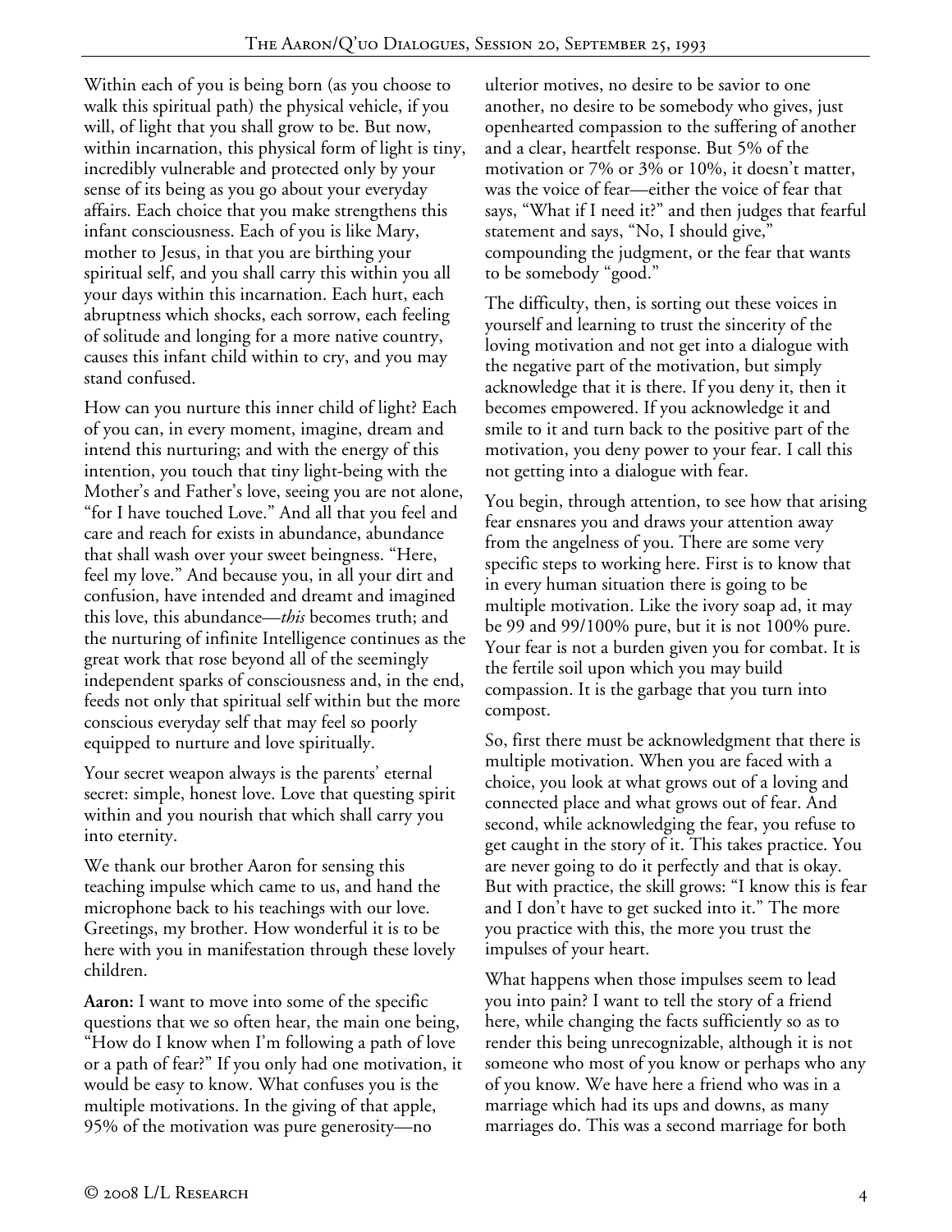Within each of you is being born (as you choose to walk this spiritual path) the physical vehicle, if you will, of light that you shall grow to be. But now, within incarnation, this physical form of light is tiny, incredibly vulnerable and protected only by your sense of its being as you go about your everyday affairs. Each choice that you make strengthens this infant consciousness. Each of you is like Mary, mother to Jesus, in that you are birthing your spiritual self, and you shall carry this within you all your days within this incarnation. Each hurt, each abruptness which shocks, each sorrow, each feeling of solitude and longing for a more native country, causes this infant child within to cry, and you may stand confused.

How can you nurture this inner child of light? Each of you can, in every moment, imagine, dream and intend this nurturing; and with the energy of this intention, you touch that tiny light-being with the Mother's and Father's love, seeing you are not alone, "for I have touched Love." And all that you feel and care and reach for exists in abundance, abundance that shall wash over your sweet beingness. "Here, feel my love." And because you, in all your dirt and confusion, have intended and dreamt and imagined this love, this abundance—*this* becomes truth; and the nurturing of infinite Intelligence continues as the great work that rose beyond all of the seemingly independent sparks of consciousness and, in the end, feeds not only that spiritual self within but the more conscious everyday self that may feel so poorly equipped to nurture and love spiritually.

Your secret weapon always is the parents' eternal secret: simple, honest love. Love that questing spirit within and you nourish that which shall carry you into eternity.

We thank our brother Aaron for sensing this teaching impulse which came to us, and hand the microphone back to his teachings with our love. Greetings, my brother. How wonderful it is to be here with you in manifestation through these lovely children.

**Aaron:** I want to move into some of the specific questions that we so often hear, the main one being, "How do I know when I'm following a path of love or a path of fear?" If you only had one motivation, it would be easy to know. What confuses you is the multiple motivations. In the giving of that apple, 95% of the motivation was pure generosity—no ulterior motives, no desire to be savior to one another, no desire to be somebody who gives, just openhearted compassion to the suffering of another and a clear, heartfelt response. But 5% of the motivation or 7% or 3% or 10%, it doesn't matter, was the voice of fear—either the voice of fear that says, "What if I need it?" and then judges that fearful statement and says, "No, I should give," compounding the judgment, or the fear that wants to be somebody "good."

The difficulty, then, is sorting out these voices in yourself and learning to trust the sincerity of the loving motivation and not get into a dialogue with the negative part of the motivation, but simply acknowledge that it is there. If you deny it, then it becomes empowered. If you acknowledge it and smile to it and turn back to the positive part of the motivation, you deny power to your fear. I call this not getting into a dialogue with fear.

You begin, through attention, to see how that arising fear ensnares you and draws your attention away from the angelness of you. There are some very specific steps to working here. First is to know that in every human situation there is going to be multiple motivation. Like the ivory soap ad, it may be 99 and 99/100% pure, but it is not 100% pure. Your fear is not a burden given you for combat. It is the fertile soil upon which you may build compassion. It is the garbage that you turn into compost.

So, first there must be acknowledgment that there is multiple motivation. When you are faced with a choice, you look at what grows out of a loving and connected place and what grows out of fear. And second, while acknowledging the fear, you refuse to get caught in the story of it. This takes practice. You are never going to do it perfectly and that is okay. But with practice, the skill grows: "I know this is fear and I don't have to get sucked into it." The more you practice with this, the more you trust the impulses of your heart.

What happens when those impulses seem to lead you into pain? I want to tell the story of a friend here, while changing the facts sufficiently so as to render this being unrecognizable, although it is not someone who most of you know or perhaps who any of you know. We have here a friend who was in a marriage which had its ups and downs, as many marriages do. This was a second marriage for both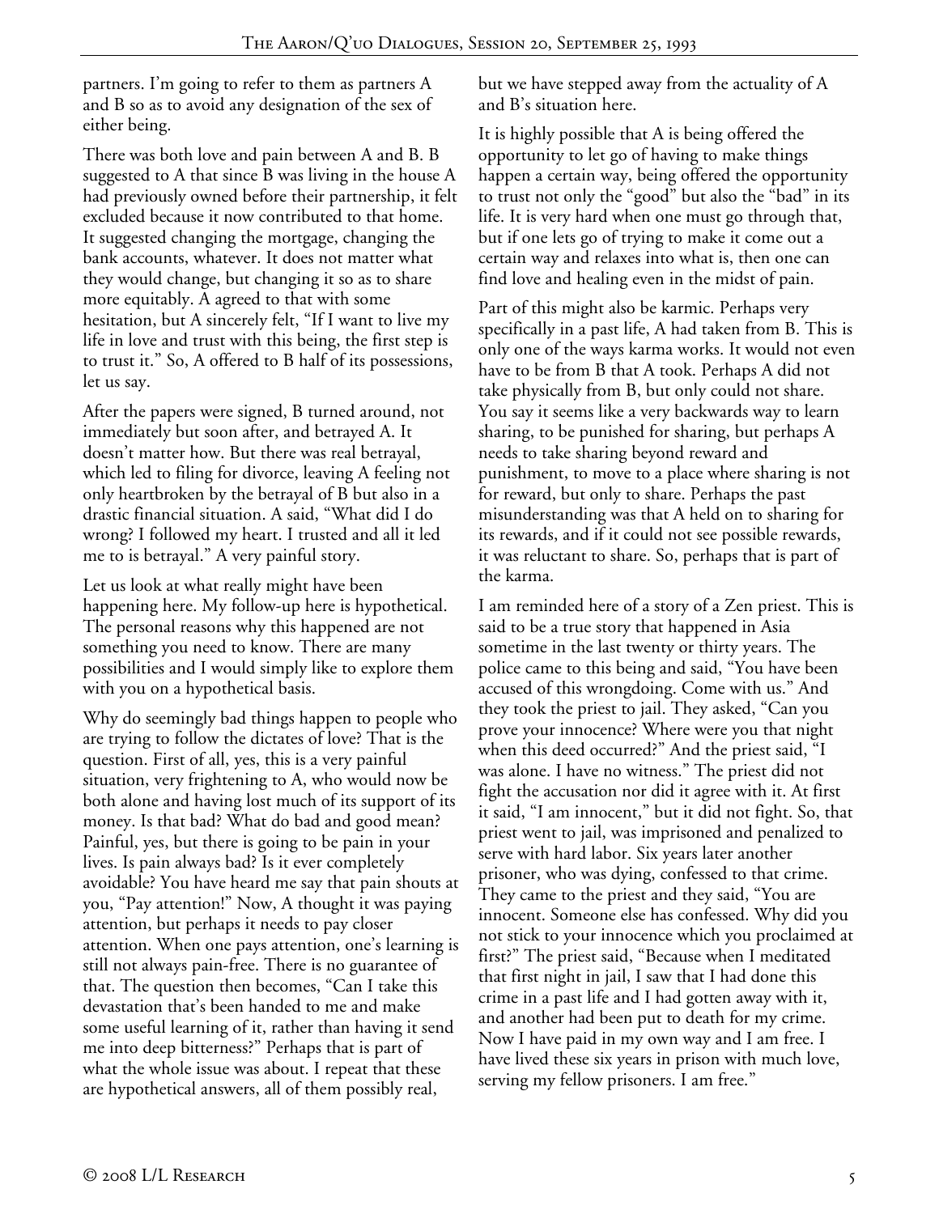partners. I'm going to refer to them as partners A and B so as to avoid any designation of the sex of either being.

There was both love and pain between A and B. B suggested to A that since B was living in the house A had previously owned before their partnership, it felt excluded because it now contributed to that home. It suggested changing the mortgage, changing the bank accounts, whatever. It does not matter what they would change, but changing it so as to share more equitably. A agreed to that with some hesitation, but A sincerely felt, "If I want to live my life in love and trust with this being, the first step is to trust it." So, A offered to B half of its possessions, let us say.

After the papers were signed, B turned around, not immediately but soon after, and betrayed A. It doesn't matter how. But there was real betrayal, which led to filing for divorce, leaving A feeling not only heartbroken by the betrayal of B but also in a drastic financial situation. A said, "What did I do wrong? I followed my heart. I trusted and all it led me to is betrayal." A very painful story.

Let us look at what really might have been happening here. My follow-up here is hypothetical. The personal reasons why this happened are not something you need to know. There are many possibilities and I would simply like to explore them with you on a hypothetical basis.

Why do seemingly bad things happen to people who are trying to follow the dictates of love? That is the question. First of all, yes, this is a very painful situation, very frightening to A, who would now be both alone and having lost much of its support of its money. Is that bad? What do bad and good mean? Painful, yes, but there is going to be pain in your lives. Is pain always bad? Is it ever completely avoidable? You have heard me say that pain shouts at you, "Pay attention!" Now, A thought it was paying attention, but perhaps it needs to pay closer attention. When one pays attention, one's learning is still not always pain-free. There is no guarantee of that. The question then becomes, "Can I take this devastation that's been handed to me and make some useful learning of it, rather than having it send me into deep bitterness?" Perhaps that is part of what the whole issue was about. I repeat that these are hypothetical answers, all of them possibly real, but we have stepped away from the actuality of A and B's situation here.

It is highly possible that A is being offered the opportunity to let go of having to make things happen a certain way, being offered the opportunity to trust not only the "good" but also the "bad" in its life. It is very hard when one must go through that, but if one lets go of trying to make it come out a certain way and relaxes into what is, then one can find love and healing even in the midst of pain.

Part of this might also be karmic. Perhaps very specifically in a past life, A had taken from B. This is only one of the ways karma works. It would not even have to be from B that A took. Perhaps A did not take physically from B, but only could not share. You say it seems like a very backwards way to learn sharing, to be punished for sharing, but perhaps A needs to take sharing beyond reward and punishment, to move to a place where sharing is not for reward, but only to share. Perhaps the past misunderstanding was that A held on to sharing for its rewards, and if it could not see possible rewards, it was reluctant to share. So, perhaps that is part of the karma.

I am reminded here of a story of a Zen priest. This is said to be a true story that happened in Asia sometime in the last twenty or thirty years. The police came to this being and said, "You have been accused of this wrongdoing. Come with us." And they took the priest to jail. They asked, "Can you prove your innocence? Where were you that night when this deed occurred?" And the priest said, "I was alone. I have no witness." The priest did not fight the accusation nor did it agree with it. At first it said, "I am innocent," but it did not fight. So, that priest went to jail, was imprisoned and penalized to serve with hard labor. Six years later another prisoner, who was dying, confessed to that crime. They came to the priest and they said, "You are innocent. Someone else has confessed. Why did you not stick to your innocence which you proclaimed at first?" The priest said, "Because when I meditated that first night in jail, I saw that I had done this crime in a past life and I had gotten away with it, and another had been put to death for my crime. Now I have paid in my own way and I am free. I have lived these six years in prison with much love, serving my fellow prisoners. I am free."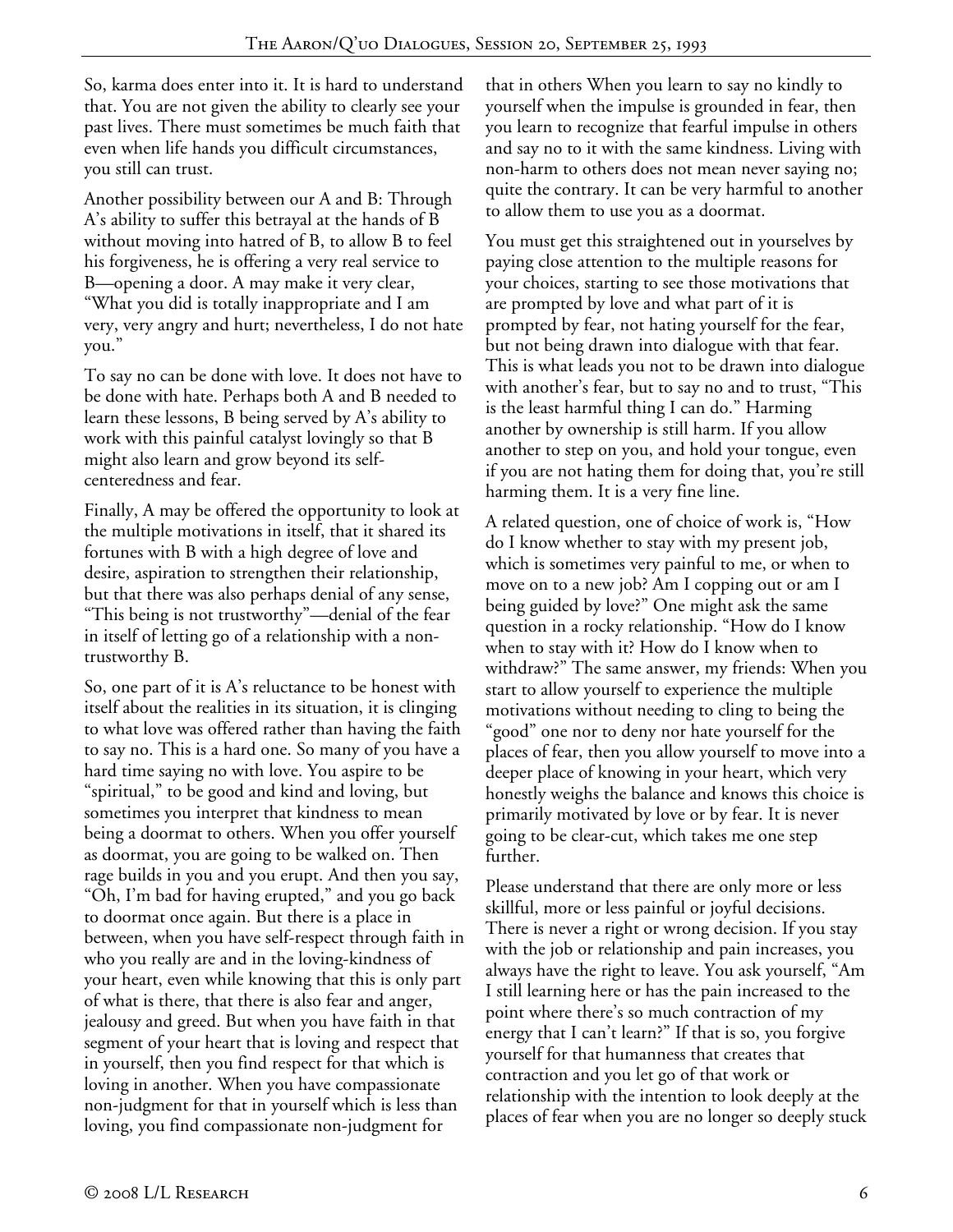So, karma does enter into it. It is hard to understand that. You are not given the ability to clearly see your past lives. There must sometimes be much faith that even when life hands you difficult circumstances, you still can trust.

Another possibility between our A and B: Through A's ability to suffer this betrayal at the hands of B without moving into hatred of B, to allow B to feel his forgiveness, he is offering a very real service to B—opening a door. A may make it very clear, "What you did is totally inappropriate and I am very, very angry and hurt; nevertheless, I do not hate you."

To say no can be done with love. It does not have to be done with hate. Perhaps both A and B needed to learn these lessons, B being served by A's ability to work with this painful catalyst lovingly so that B might also learn and grow beyond its self-centeredness and fear.

Finally, A may be offered the opportunity to look at the multiple motivations in itself, that it shared its fortunes with B with a high degree of love and desire, aspiration to strengthen their relationship, but that there was also perhaps denial of any sense, "This being is not trustworthy"—denial of the fear in itself of letting go of a relationship with a non-trustworthy B.

So, one part of it is A's reluctance to be honest with itself about the realities in its situation, it is clinging to what love was offered rather than having the faith to say no. This is a hard one. So many of you have a hard time saying no with love. You aspire to be "spiritual," to be good and kind and loving, but sometimes you interpret that kindness to mean being a doormat to others. When you offer yourself as doormat, you are going to be walked on. Then rage builds in you and you erupt. And then you say, "Oh, I'm bad for having erupted," and you go back to doormat once again. But there is a place in between, when you have self-respect through faith in who you really are and in the loving-kindness of your heart, even while knowing that this is only part of what is there, that there is also fear and anger, jealousy and greed. But when you have faith in that segment of your heart that is loving and respect that in yourself, then you find respect for that which is loving in another. When you have compassionate non-judgment for that in yourself which is less than loving, you find compassionate non-judgment for that in others When you learn to say no kindly to yourself when the impulse is grounded in fear, then you learn to recognize that fearful impulse in others and say no to it with the same kindness. Living with non-harm to others does not mean never saying no; quite the contrary. It can be very harmful to another to allow them to use you as a doormat.

You must get this straightened out in yourselves by paying close attention to the multiple reasons for your choices, starting to see those motivations that are prompted by love and what part of it is prompted by fear, not hating yourself for the fear, but not being drawn into dialogue with that fear. This is what leads you not to be drawn into dialogue with another's fear, but to say no and to trust, "This is the least harmful thing I can do." Harming another by ownership is still harm. If you allow another to step on you, and hold your tongue, even if you are not hating them for doing that, you're still harming them. It is a very fine line.

A related question, one of choice of work is, "How do I know whether to stay with my present job, which is sometimes very painful to me, or when to move on to a new job? Am I copping out or am I being guided by love?" One might ask the same question in a rocky relationship. "How do I know when to stay with it? How do I know when to withdraw?" The same answer, my friends: When you start to allow yourself to experience the multiple motivations without needing to cling to being the "good" one nor to deny nor hate yourself for the places of fear, then you allow yourself to move into a deeper place of knowing in your heart, which very honestly weighs the balance and knows this choice is primarily motivated by love or by fear. It is never going to be clear-cut, which takes me one step further.

Please understand that there are only more or less skillful, more or less painful or joyful decisions. There is never a right or wrong decision. If you stay with the job or relationship and pain increases, you always have the right to leave. You ask yourself, "Am I still learning here or has the pain increased to the point where there's so much contraction of my energy that I can't learn?" If that is so, you forgive yourself for that humanness that creates that contraction and you let go of that work or relationship with the intention to look deeply at the places of fear when you are no longer so deeply stuck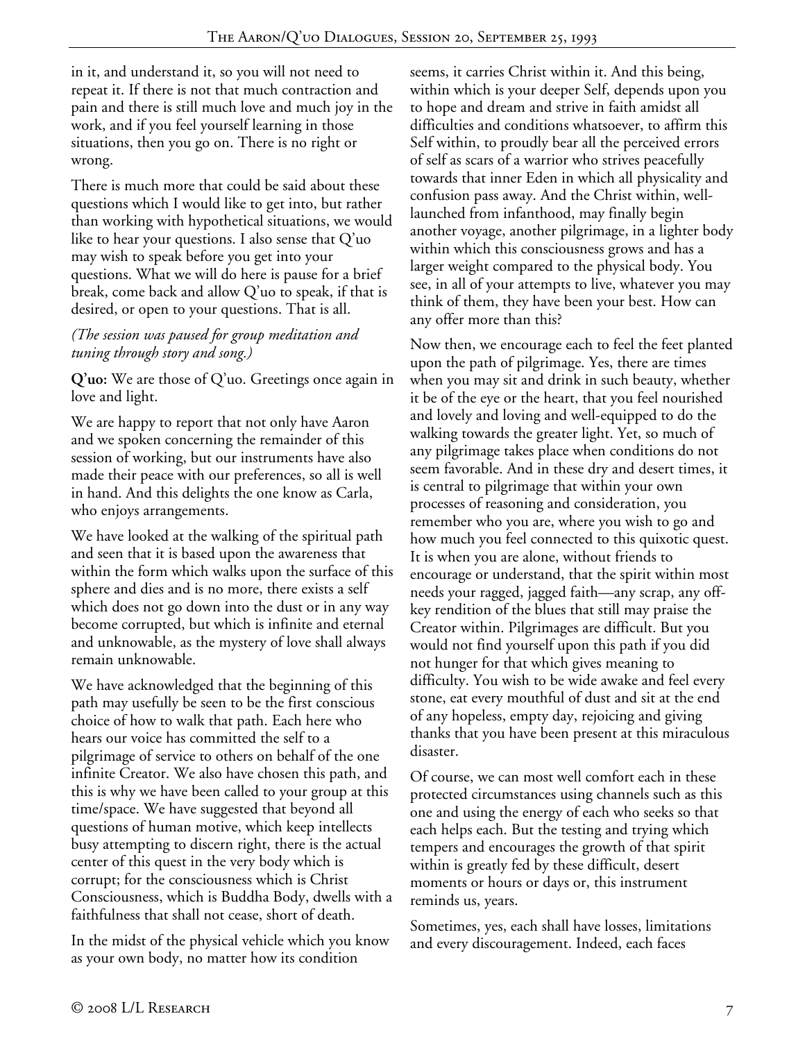in it, and understand it, so you will not need to repeat it. If there is not that much contraction and pain and there is still much love and much joy in the work, and if you feel yourself learning in those situations, then you go on. There is no right or wrong.

There is much more that could be said about these questions which I would like to get into, but rather than working with hypothetical situations, we would like to hear your questions. I also sense that Q'uo may wish to speak before you get into your questions. What we will do here is pause for a brief break, come back and allow Q'uo to speak, if that is desired, or open to your questions. That is all.

*(The session was paused for group meditation and tuning through story and song.)*

**Q'uo:** We are those of Q'uo. Greetings once again in love and light.

We are happy to report that not only have Aaron and we spoken concerning the remainder of this session of working, but our instruments have also made their peace with our preferences, so all is well in hand. And this delights the one know as Carla, who enjoys arrangements.

We have looked at the walking of the spiritual path and seen that it is based upon the awareness that within the form which walks upon the surface of this sphere and dies and is no more, there exists a self which does not go down into the dust or in any way become corrupted, but which is infinite and eternal and unknowable, as the mystery of love shall always remain unknowable.

We have acknowledged that the beginning of this path may usefully be seen to be the first conscious choice of how to walk that path. Each here who hears our voice has committed the self to a pilgrimage of service to others on behalf of the one infinite Creator. We also have chosen this path, and this is why we have been called to your group at this time/space. We have suggested that beyond all questions of human motive, which keep intellects busy attempting to discern right, there is the actual center of this quest in the very body which is corrupt; for the consciousness which is Christ Consciousness, which is Buddha Body, dwells with a faithfulness that shall not cease, short of death.

In the midst of the physical vehicle which you know as your own body, no matter how its condition seems, it carries Christ within it. And this being, within which is your deeper Self, depends upon you to hope and dream and strive in faith amidst all difficulties and conditions whatsoever, to affirm this Self within, to proudly bear all the perceived errors of self as scars of a warrior who strives peacefully towards that inner Eden in which all physicality and confusion pass away. And the Christ within, well-launched from infanthood, may finally begin another voyage, another pilgrimage, in a lighter body within which this consciousness grows and has a larger weight compared to the physical body. You see, in all of your attempts to live, whatever you may think of them, they have been your best. How can any offer more than this?

Now then, we encourage each to feel the feet planted upon the path of pilgrimage. Yes, there are times when you may sit and drink in such beauty, whether it be of the eye or the heart, that you feel nourished and lovely and loving and well-equipped to do the walking towards the greater light. Yet, so much of any pilgrimage takes place when conditions do not seem favorable. And in these dry and desert times, it is central to pilgrimage that within your own processes of reasoning and consideration, you remember who you are, where you wish to go and how much you feel connected to this quixotic quest. It is when you are alone, without friends to encourage or understand, that the spirit within most needs your ragged, jagged faith—any scrap, any off-key rendition of the blues that still may praise the Creator within. Pilgrimages are difficult. But you would not find yourself upon this path if you did not hunger for that which gives meaning to difficulty. You wish to be wide awake and feel every stone, eat every mouthful of dust and sit at the end of any hopeless, empty day, rejoicing and giving thanks that you have been present at this miraculous disaster.

Of course, we can most well comfort each in these protected circumstances using channels such as this one and using the energy of each who seeks so that each helps each. But the testing and trying which tempers and encourages the growth of that spirit within is greatly fed by these difficult, desert moments or hours or days or, this instrument reminds us, years.

Sometimes, yes, each shall have losses, limitations and every discouragement. Indeed, each faces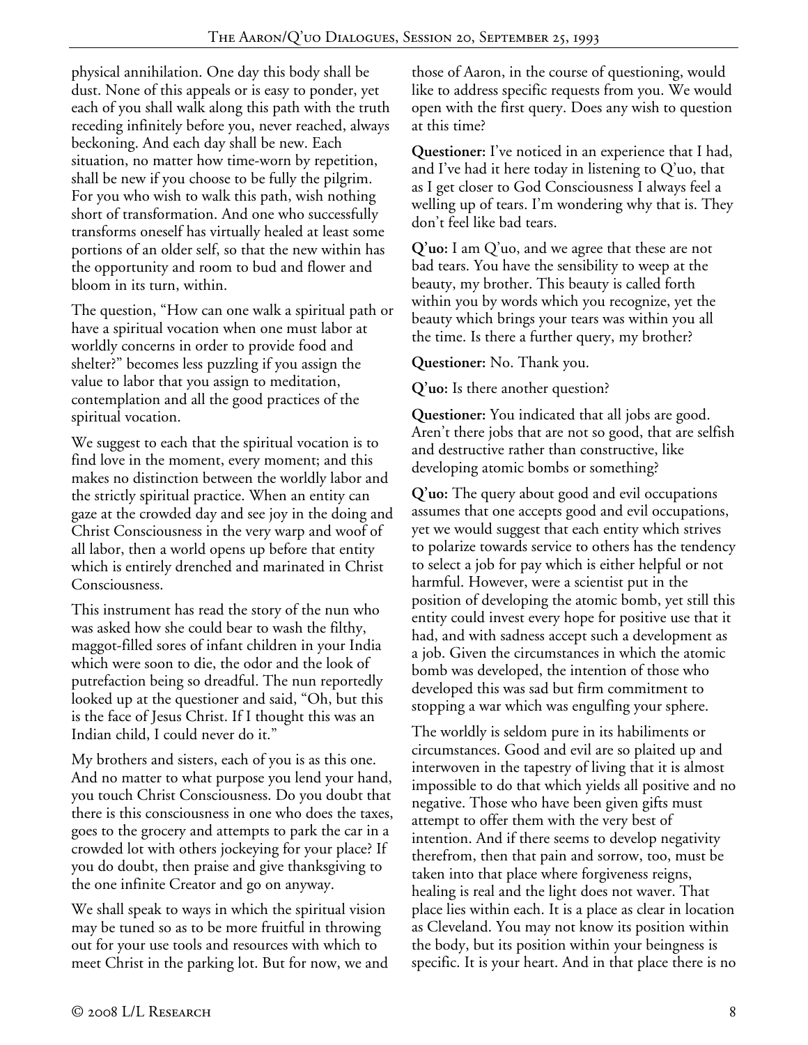physical annihilation. One day this body shall be dust. None of this appeals or is easy to ponder, yet each of you shall walk along this path with the truth receding infinitely before you, never reached, always beckoning. And each day shall be new. Each situation, no matter how time-worn by repetition, shall be new if you choose to be fully the pilgrim. For you who wish to walk this path, wish nothing short of transformation. And one who successfully transforms oneself has virtually healed at least some portions of an older self, so that the new within has the opportunity and room to bud and flower and bloom in its turn, within.

The question, "How can one walk a spiritual path or have a spiritual vocation when one must labor at worldly concerns in order to provide food and shelter?" becomes less puzzling if you assign the value to labor that you assign to meditation, contemplation and all the good practices of the spiritual vocation.

We suggest to each that the spiritual vocation is to find love in the moment, every moment; and this makes no distinction between the worldly labor and the strictly spiritual practice. When an entity can gaze at the crowded day and see joy in the doing and Christ Consciousness in the very warp and woof of all labor, then a world opens up before that entity which is entirely drenched and marinated in Christ Consciousness.

This instrument has read the story of the nun who was asked how she could bear to wash the filthy, maggot-filled sores of infant children in your India which were soon to die, the odor and the look of putrefaction being so dreadful. The nun reportedly looked up at the questioner and said, "Oh, but this is the face of Jesus Christ. If I thought this was an Indian child, I could never do it."

My brothers and sisters, each of you is as this one. And no matter to what purpose you lend your hand, you touch Christ Consciousness. Do you doubt that there is this consciousness in one who does the taxes, goes to the grocery and attempts to park the car in a crowded lot with others jockeying for your place? If you do doubt, then praise and give thanksgiving to the one infinite Creator and go on anyway.

We shall speak to ways in which the spiritual vision may be tuned so as to be more fruitful in throwing out for your use tools and resources with which to meet Christ in the parking lot. But for now, we and those of Aaron, in the course of questioning, would like to address specific requests from you. We would open with the first query. Does any wish to question at this time?

**Questioner:** I've noticed in an experience that I had, and I've had it here today in listening to Q'uo, that as I get closer to God Consciousness I always feel a welling up of tears. I'm wondering why that is. They don't feel like bad tears.

**Q'uo:** I am Q'uo, and we agree that these are not bad tears. You have the sensibility to weep at the beauty, my brother. This beauty is called forth within you by words which you recognize, yet the beauty which brings your tears was within you all the time. Is there a further query, my brother?

**Questioner:** No. Thank you.

**Q'uo:** Is there another question?

**Questioner:** You indicated that all jobs are good. Aren't there jobs that are not so good, that are selfish and destructive rather than constructive, like developing atomic bombs or something?

**Q'uo:** The query about good and evil occupations assumes that one accepts good and evil occupations, yet we would suggest that each entity which strives to polarize towards service to others has the tendency to select a job for pay which is either helpful or not harmful. However, were a scientist put in the position of developing the atomic bomb, yet still this entity could invest every hope for positive use that it had, and with sadness accept such a development as a job. Given the circumstances in which the atomic bomb was developed, the intention of those who developed this was sad but firm commitment to stopping a war which was engulfing your sphere.

The worldly is seldom pure in its habiliments or circumstances. Good and evil are so plaited up and interwoven in the tapestry of living that it is almost impossible to do that which yields all positive and no negative. Those who have been given gifts must attempt to offer them with the very best of intention. And if there seems to develop negativity therefrom, then that pain and sorrow, too, must be taken into that place where forgiveness reigns, healing is real and the light does not waver. That place lies within each. It is a place as clear in location as Cleveland. You may not know its position within the body, but its position within your beingness is specific. It is your heart. And in that place there is no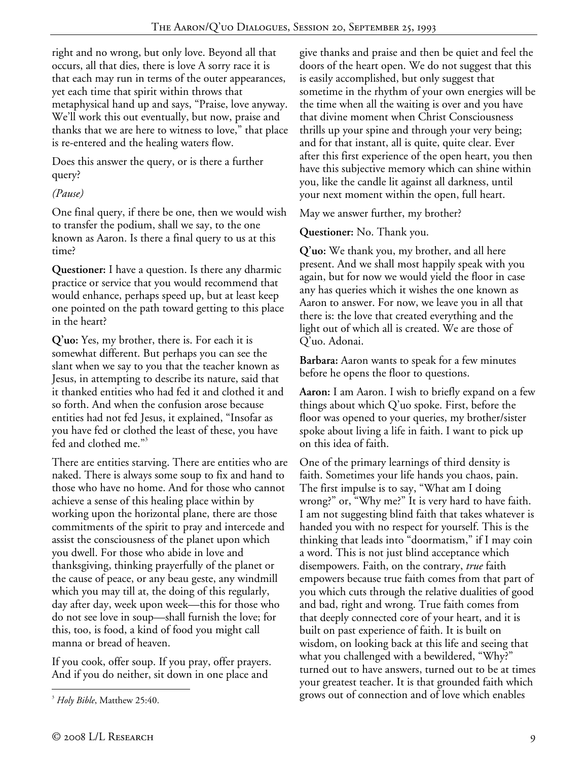right and no wrong, but only love. Beyond all that occurs, all that dies, there is love A sorry race it is that each may run in terms of the outer appearances, yet each time that spirit within throws that metaphysical hand up and says, "Praise, love anyway. We'll work this out eventually, but now, praise and thanks that we are here to witness to love," that place is re-entered and the healing waters flow.

Does this answer the query, or is there a further query?

*(Pause)*

One final query, if there be one, then we would wish to transfer the podium, shall we say, to the one known as Aaron. Is there a final query to us at this time?

**Questioner:** I have a question. Is there any dharmic practice or service that you would recommend that would enhance, perhaps speed up, but at least keep one pointed on the path toward getting to this place in the heart?

**Q'uo:** Yes, my brother, there is. For each it is somewhat different. But perhaps you can see the slant when we say to you that the teacher known as Jesus, in attempting to describe its nature, said that it thanked entities who had fed it and clothed it and so forth. And when the confusion arose because entities had not fed Jesus, it explained, "Insofar as you have fed or clothed the least of these, you have fed and clothed me."[3]

There are entities starving. There are entities who are naked. There is always some soup to fix and hand to those who have no home. And for those who cannot achieve a sense of this healing place within by working upon the horizontal plane, there are those commitments of the spirit to pray and intercede and assist the consciousness of the planet upon which you dwell. For those who abide in love and thanksgiving, thinking prayerfully of the planet or the cause of peace, or any beau geste, any windmill which you may till at, the doing of this regularly, day after day, week upon week—this for those who do not see love in soup—shall furnish the love; for this, too, is food, a kind of food you might call manna or bread of heaven.

If you cook, offer soup. If you pray, offer prayers. And if you do neither, sit down in one place and give thanks and praise and then be quiet and feel the doors of the heart open. We do not suggest that this is easily accomplished, but only suggest that sometime in the rhythm of your own energies will be the time when all the waiting is over and you have that divine moment when Christ Consciousness thrills up your spine and through your very being; and for that instant, all is quite, quite clear. Ever after this first experience of the open heart, you then have this subjective memory which can shine within you, like the candle lit against all darkness, until your next moment within the open, full heart.

May we answer further, my brother?

**Questioner:** No. Thank you.

**Q'uo:** We thank you, my brother, and all here present. And we shall most happily speak with you again, but for now we would yield the floor in case any has queries which it wishes the one known as Aaron to answer. For now, we leave you in all that there is: the love that created everything and the light out of which all is created. We are those of Q'uo. Adonai.

**Barbara:** Aaron wants to speak for a few minutes before he opens the floor to questions.

**Aaron:** I am Aaron. I wish to briefly expand on a few things about which Q'uo spoke. First, before the floor was opened to your queries, my brother/sister spoke about living a life in faith. I want to pick up on this idea of faith.

One of the primary learnings of third density is faith. Sometimes your life hands you chaos, pain. The first impulse is to say, "What am I doing wrong?" or, "Why me?" It is very hard to have faith. I am not suggesting blind faith that takes whatever is handed you with no respect for yourself. This is the thinking that leads into "doormatism," if I may coin a word. This is not just blind acceptance which disempowers. Faith, on the contrary, *true* faith empowers because true faith comes from that part of you which cuts through the relative dualities of good and bad, right and wrong. True faith comes from that deeply connected core of your heart, and it is built on past experience of faith. It is built on wisdom, on looking back at this life and seeing that what you challenged with a bewildered, "Why?" turned out to have answers, turned out to be at times your greatest teacher. It is that grounded faith which grows out of connection and of love which enables

[3] *Holy Bible*, Matthew 25:40.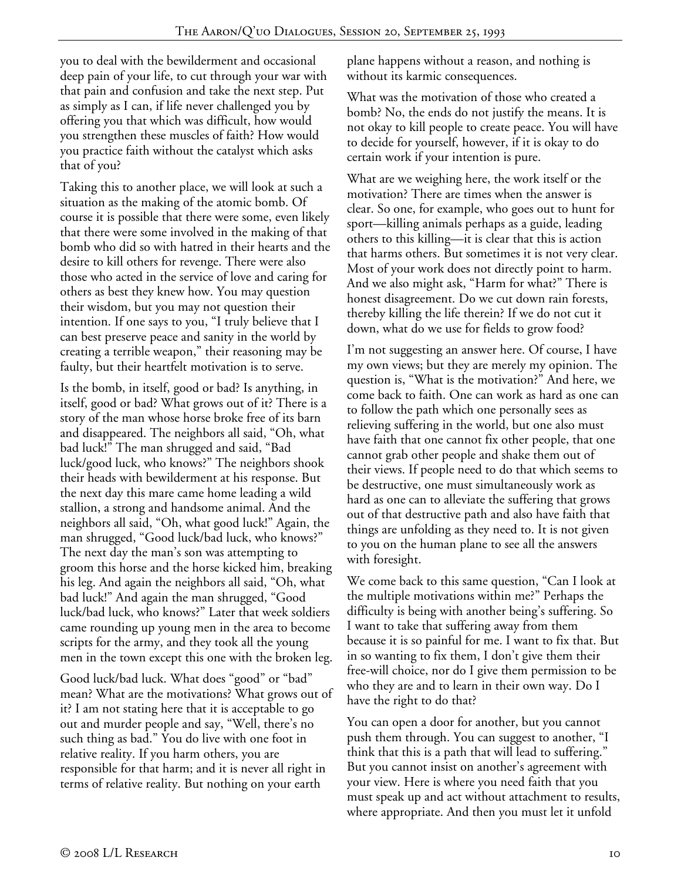you to deal with the bewilderment and occasional deep pain of your life, to cut through your war with that pain and confusion and take the next step. Put as simply as I can, if life never challenged you by offering you that which was difficult, how would you strengthen these muscles of faith? How would you practice faith without the catalyst which asks that of you?

Taking this to another place, we will look at such a situation as the making of the atomic bomb. Of course it is possible that there were some, even likely that there were some involved in the making of that bomb who did so with hatred in their hearts and the desire to kill others for revenge. There were also those who acted in the service of love and caring for others as best they knew how. You may question their wisdom, but you may not question their intention. If one says to you, "I truly believe that I can best preserve peace and sanity in the world by creating a terrible weapon," their reasoning may be faulty, but their heartfelt motivation is to serve.

Is the bomb, in itself, good or bad? Is anything, in itself, good or bad? What grows out of it? There is a story of the man whose horse broke free of its barn and disappeared. The neighbors all said, "Oh, what bad luck!" The man shrugged and said, "Bad luck/good luck, who knows?" The neighbors shook their heads with bewilderment at his response. But the next day this mare came home leading a wild stallion, a strong and handsome animal. And the neighbors all said, "Oh, what good luck!" Again, the man shrugged, "Good luck/bad luck, who knows?" The next day the man's son was attempting to groom this horse and the horse kicked him, breaking his leg. And again the neighbors all said, "Oh, what bad luck!" And again the man shrugged, "Good luck/bad luck, who knows?" Later that week soldiers came rounding up young men in the area to become scripts for the army, and they took all the young men in the town except this one with the broken leg.

Good luck/bad luck. What does "good" or "bad" mean? What are the motivations? What grows out of it? I am not stating here that it is acceptable to go out and murder people and say, "Well, there's no such thing as bad." You do live with one foot in relative reality. If you harm others, you are responsible for that harm; and it is never all right in terms of relative reality. But nothing on your earth plane happens without a reason, and nothing is without its karmic consequences.

What was the motivation of those who created a bomb? No, the ends do not justify the means. It is not okay to kill people to create peace. You will have to decide for yourself, however, if it is okay to do certain work if your intention is pure.

What are we weighing here, the work itself or the motivation? There are times when the answer is clear. So one, for example, who goes out to hunt for sport—killing animals perhaps as a guide, leading others to this killing—it is clear that this is action that harms others. But sometimes it is not very clear. Most of your work does not directly point to harm. And we also might ask, "Harm for what?" There is honest disagreement. Do we cut down rain forests, thereby killing the life therein? If we do not cut it down, what do we use for fields to grow food?

I'm not suggesting an answer here. Of course, I have my own views; but they are merely my opinion. The question is, "What is the motivation?" And here, we come back to faith. One can work as hard as one can to follow the path which one personally sees as relieving suffering in the world, but one also must have faith that one cannot fix other people, that one cannot grab other people and shake them out of their views. If people need to do that which seems to be destructive, one must simultaneously work as hard as one can to alleviate the suffering that grows out of that destructive path and also have faith that things are unfolding as they need to. It is not given to you on the human plane to see all the answers with foresight.

We come back to this same question, "Can I look at the multiple motivations within me?" Perhaps the difficulty is being with another being's suffering. So I want to take that suffering away from them because it is so painful for me. I want to fix that. But in so wanting to fix them, I don't give them their free-will choice, nor do I give them permission to be who they are and to learn in their own way. Do I have the right to do that?

You can open a door for another, but you cannot push them through. You can suggest to another, "I think that this is a path that will lead to suffering." But you cannot insist on another's agreement with your view. Here is where you need faith that you must speak up and act without attachment to results, where appropriate. And then you must let it unfold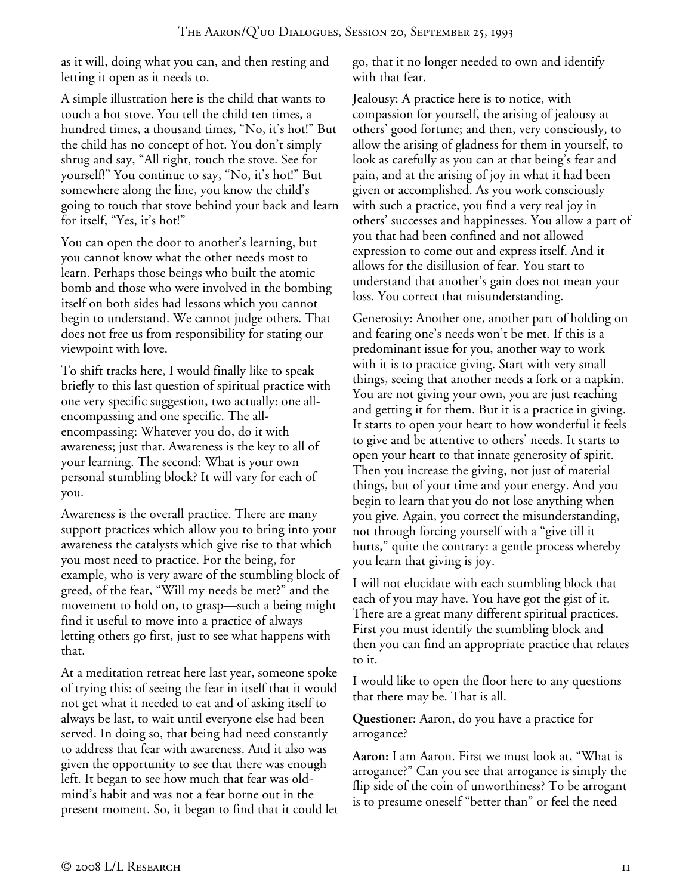as it will, doing what you can, and then resting and letting it open as it needs to.

A simple illustration here is the child that wants to touch a hot stove. You tell the child ten times, a hundred times, a thousand times, "No, it's hot!" But the child has no concept of hot. You don't simply shrug and say, "All right, touch the stove. See for yourself!" You continue to say, "No, it's hot!" But somewhere along the line, you know the child's going to touch that stove behind your back and learn for itself, "Yes, it's hot!"

You can open the door to another's learning, but you cannot know what the other needs most to learn. Perhaps those beings who built the atomic bomb and those who were involved in the bombing itself on both sides had lessons which you cannot begin to understand. We cannot judge others. That does not free us from responsibility for stating our viewpoint with love.

To shift tracks here, I would finally like to speak briefly to this last question of spiritual practice with one very specific suggestion, two actually: one all-encompassing and one specific. The all-encompassing: Whatever you do, do it with awareness; just that. Awareness is the key to all of your learning. The second: What is your own personal stumbling block? It will vary for each of you.

Awareness is the overall practice. There are many support practices which allow you to bring into your awareness the catalysts which give rise to that which you most need to practice. For the being, for example, who is very aware of the stumbling block of greed, of the fear, "Will my needs be met?" and the movement to hold on, to grasp—such a being might find it useful to move into a practice of always letting others go first, just to see what happens with that.

At a meditation retreat here last year, someone spoke of trying this: of seeing the fear in itself that it would not get what it needed to eat and of asking itself to always be last, to wait until everyone else had been served. In doing so, that being had need constantly to address that fear with awareness. And it also was given the opportunity to see that there was enough left. It began to see how much that fear was old-mind's habit and was not a fear borne out in the present moment. So, it began to find that it could let go, that it no longer needed to own and identify with that fear.

Jealousy: A practice here is to notice, with compassion for yourself, the arising of jealousy at others' good fortune; and then, very consciously, to allow the arising of gladness for them in yourself, to look as carefully as you can at that being's fear and pain, and at the arising of joy in what it had been given or accomplished. As you work consciously with such a practice, you find a very real joy in others' successes and happinesses. You allow a part of you that had been confined and not allowed expression to come out and express itself. And it allows for the disillusion of fear. You start to understand that another's gain does not mean your loss. You correct that misunderstanding.

Generosity: Another one, another part of holding on and fearing one's needs won't be met. If this is a predominant issue for you, another way to work with it is to practice giving. Start with very small things, seeing that another needs a fork or a napkin. You are not giving your own, you are just reaching and getting it for them. But it is a practice in giving. It starts to open your heart to how wonderful it feels to give and be attentive to others' needs. It starts to open your heart to that innate generosity of spirit. Then you increase the giving, not just of material things, but of your time and your energy. And you begin to learn that you do not lose anything when you give. Again, you correct the misunderstanding, not through forcing yourself with a "give till it hurts," quite the contrary: a gentle process whereby you learn that giving is joy.

I will not elucidate with each stumbling block that each of you may have. You have got the gist of it. There are a great many different spiritual practices. First you must identify the stumbling block and then you can find an appropriate practice that relates to it.

I would like to open the floor here to any questions that there may be. That is all.

**Questioner:** Aaron, do you have a practice for arrogance?

**Aaron:** I am Aaron. First we must look at, "What is arrogance?" Can you see that arrogance is simply the flip side of the coin of unworthiness? To be arrogant is to presume oneself "better than" or feel the need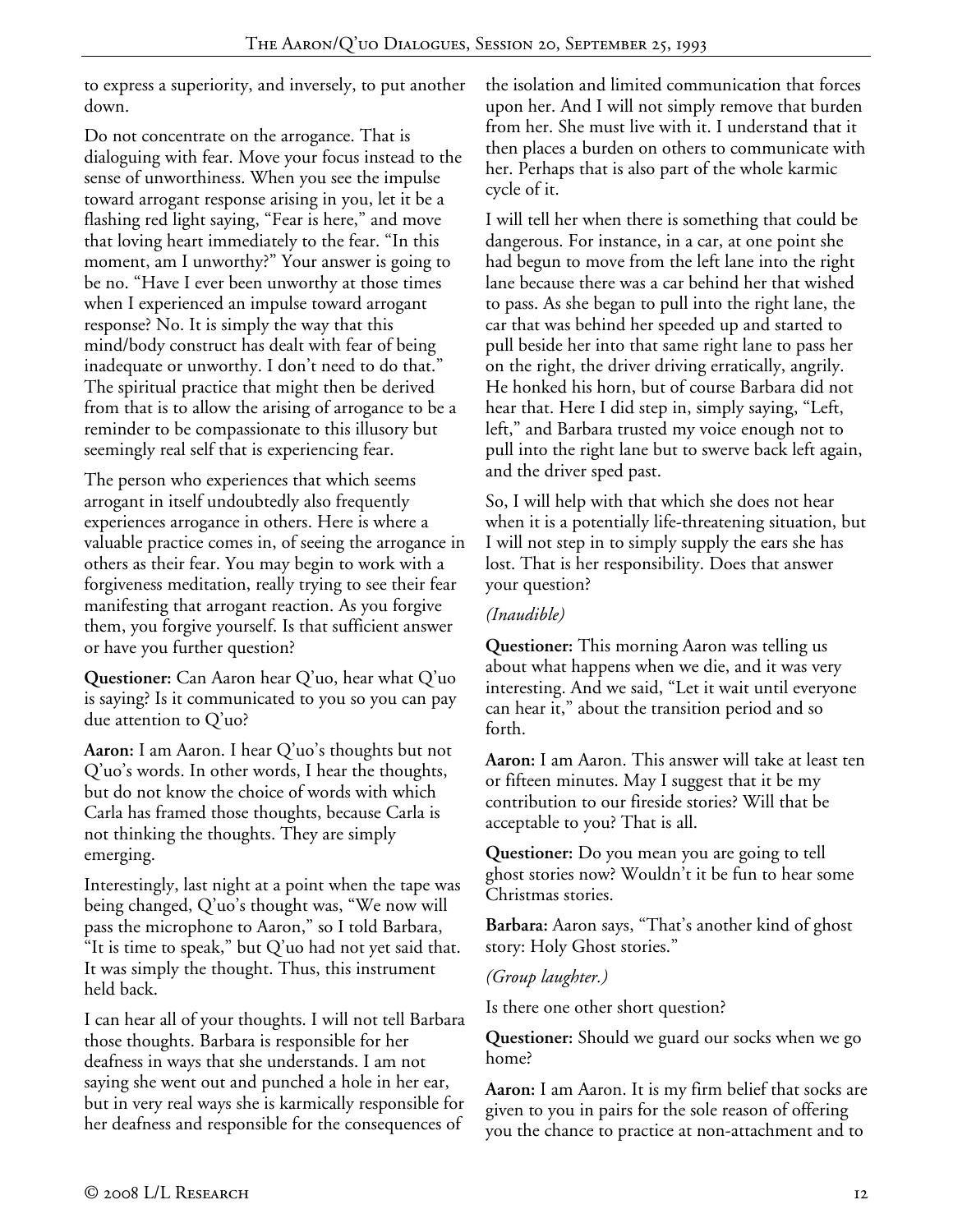to express a superiority, and inversely, to put another down.

Do not concentrate on the arrogance. That is dialoguing with fear. Move your focus instead to the sense of unworthiness. When you see the impulse toward arrogant response arising in you, let it be a flashing red light saying, "Fear is here," and move that loving heart immediately to the fear. "In this moment, am I unworthy?" Your answer is going to be no. "Have I ever been unworthy at those times when I experienced an impulse toward arrogant response? No. It is simply the way that this mind/body construct has dealt with fear of being inadequate or unworthy. I don't need to do that." The spiritual practice that might then be derived from that is to allow the arising of arrogance to be a reminder to be compassionate to this illusory but seemingly real self that is experiencing fear.

The person who experiences that which seems arrogant in itself undoubtedly also frequently experiences arrogance in others. Here is where a valuable practice comes in, of seeing the arrogance in others as their fear. You may begin to work with a forgiveness meditation, really trying to see their fear manifesting that arrogant reaction. As you forgive them, you forgive yourself. Is that sufficient answer or have you further question?

**Questioner:** Can Aaron hear Q'uo, hear what Q'uo is saying? Is it communicated to you so you can pay due attention to Q'uo?

**Aaron:** I am Aaron. I hear Q'uo's thoughts but not Q'uo's words. In other words, I hear the thoughts, but do not know the choice of words with which Carla has framed those thoughts, because Carla is not thinking the thoughts. They are simply emerging.

Interestingly, last night at a point when the tape was being changed, Q'uo's thought was, "We now will pass the microphone to Aaron," so I told Barbara, "It is time to speak," but Q'uo had not yet said that. It was simply the thought. Thus, this instrument held back.

I can hear all of your thoughts. I will not tell Barbara those thoughts. Barbara is responsible for her deafness in ways that she understands. I am not saying she went out and punched a hole in her ear, but in very real ways she is karmically responsible for her deafness and responsible for the consequences of the isolation and limited communication that forces upon her. And I will not simply remove that burden from her. She must live with it. I understand that it then places a burden on others to communicate with her. Perhaps that is also part of the whole karmic cycle of it.

I will tell her when there is something that could be dangerous. For instance, in a car, at one point she had begun to move from the left lane into the right lane because there was a car behind her that wished to pass. As she began to pull into the right lane, the car that was behind her speeded up and started to pull beside her into that same right lane to pass her on the right, the driver driving erratically, angrily. He honked his horn, but of course Barbara did not hear that. Here I did step in, simply saying, "Left, left," and Barbara trusted my voice enough not to pull into the right lane but to swerve back left again, and the driver sped past.

So, I will help with that which she does not hear when it is a potentially life-threatening situation, but I will not step in to simply supply the ears she has lost. That is her responsibility. Does that answer your question?

*(Inaudible)*

**Questioner:** This morning Aaron was telling us about what happens when we die, and it was very interesting. And we said, "Let it wait until everyone can hear it," about the transition period and so forth.

**Aaron:** I am Aaron. This answer will take at least ten or fifteen minutes. May I suggest that it be my contribution to our fireside stories? Will that be acceptable to you? That is all.

**Questioner:** Do you mean you are going to tell ghost stories now? Wouldn't it be fun to hear some Christmas stories.

**Barbara:** Aaron says, "That's another kind of ghost story: Holy Ghost stories."

*(Group laughter.)*

Is there one other short question?

**Questioner:** Should we guard our socks when we go home?

**Aaron:** I am Aaron. It is my firm belief that socks are given to you in pairs for the sole reason of offering you the chance to practice at non-attachment and to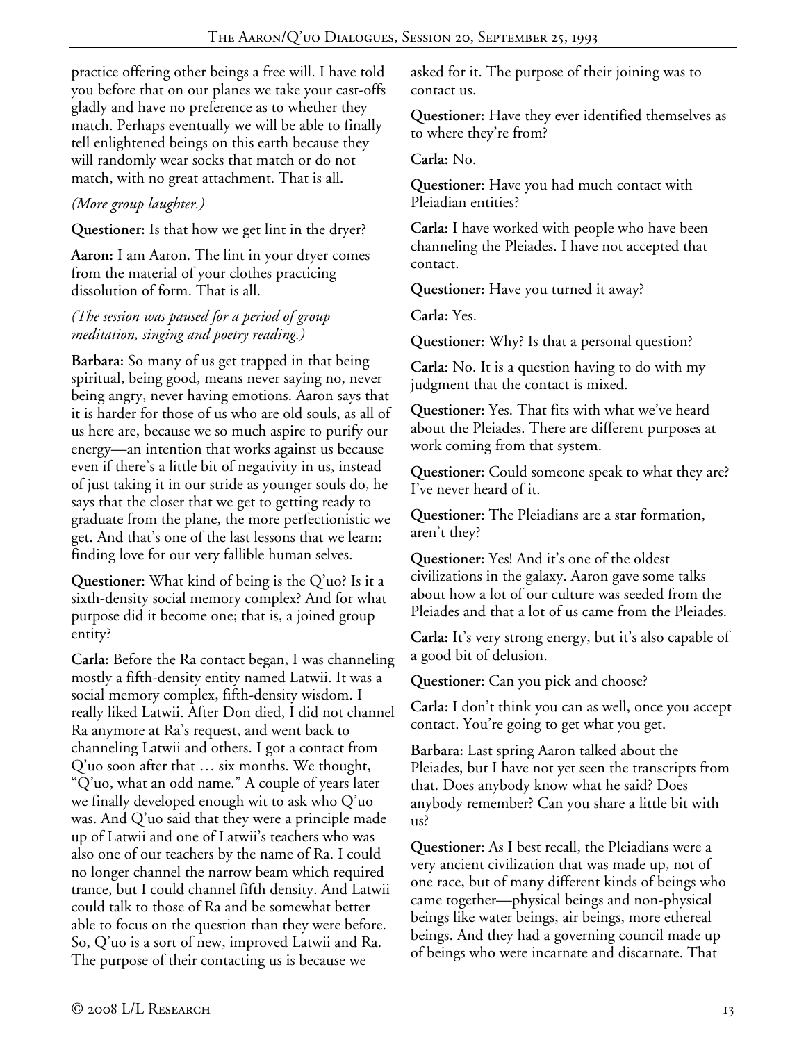practice offering other beings a free will. I have told you before that on our planes we take your cast-offs gladly and have no preference as to whether they match. Perhaps eventually we will be able to finally tell enlightened beings on this earth because they will randomly wear socks that match or do not match, with no great attachment. That is all.

*(More group laughter.)*

**Questioner:** Is that how we get lint in the dryer?

**Aaron:** I am Aaron. The lint in your dryer comes from the material of your clothes practicing dissolution of form. That is all.

*(The session was paused for a period of group meditation, singing and poetry reading.)*

**Barbara:** So many of us get trapped in that being spiritual, being good, means never saying no, never being angry, never having emotions. Aaron says that it is harder for those of us who are old souls, as all of us here are, because we so much aspire to purify our energy—an intention that works against us because even if there's a little bit of negativity in us, instead of just taking it in our stride as younger souls do, he says that the closer that we get to getting ready to graduate from the plane, the more perfectionistic we get. And that's one of the last lessons that we learn: finding love for our very fallible human selves.

**Questioner:** What kind of being is the Q'uo? Is it a sixth-density social memory complex? And for what purpose did it become one; that is, a joined group entity?

**Carla:** Before the Ra contact began, I was channeling mostly a fifth-density entity named Latwii. It was a social memory complex, fifth-density wisdom. I really liked Latwii. After Don died, I did not channel Ra anymore at Ra's request, and went back to channeling Latwii and others. I got a contact from Q'uo soon after that … six months. We thought, "Q'uo, what an odd name." A couple of years later we finally developed enough wit to ask who Q'uo was. And Q'uo said that they were a principle made up of Latwii and one of Latwii's teachers who was also one of our teachers by the name of Ra. I could no longer channel the narrow beam which required trance, but I could channel fifth density. And Latwii could talk to those of Ra and be somewhat better able to focus on the question than they were before. So, Q'uo is a sort of new, improved Latwii and Ra. The purpose of their contacting us is because we asked for it. The purpose of their joining was to contact us.

**Questioner:** Have they ever identified themselves as to where they're from?

**Carla:** No.

**Questioner:** Have you had much contact with Pleiadian entities?

**Carla:** I have worked with people who have been channeling the Pleiades. I have not accepted that contact.

**Questioner:** Have you turned it away?

**Carla:** Yes.

**Questioner:** Why? Is that a personal question?

**Carla:** No. It is a question having to do with my judgment that the contact is mixed.

**Questioner:** Yes. That fits with what we've heard about the Pleiades. There are different purposes at work coming from that system.

**Questioner:** Could someone speak to what they are? I've never heard of it.

**Questioner:** The Pleiadians are a star formation, aren't they?

**Questioner:** Yes! And it's one of the oldest civilizations in the galaxy. Aaron gave some talks about how a lot of our culture was seeded from the Pleiades and that a lot of us came from the Pleiades.

**Carla:** It's very strong energy, but it's also capable of a good bit of delusion.

**Questioner:** Can you pick and choose?

**Carla:** I don't think you can as well, once you accept contact. You're going to get what you get.

**Barbara:** Last spring Aaron talked about the Pleiades, but I have not yet seen the transcripts from that. Does anybody know what he said? Does anybody remember? Can you share a little bit with us?

**Questioner:** As I best recall, the Pleiadians were a very ancient civilization that was made up, not of one race, but of many different kinds of beings who came together—physical beings and non-physical beings like water beings, air beings, more ethereal beings. And they had a governing council made up of beings who were incarnate and discarnate. That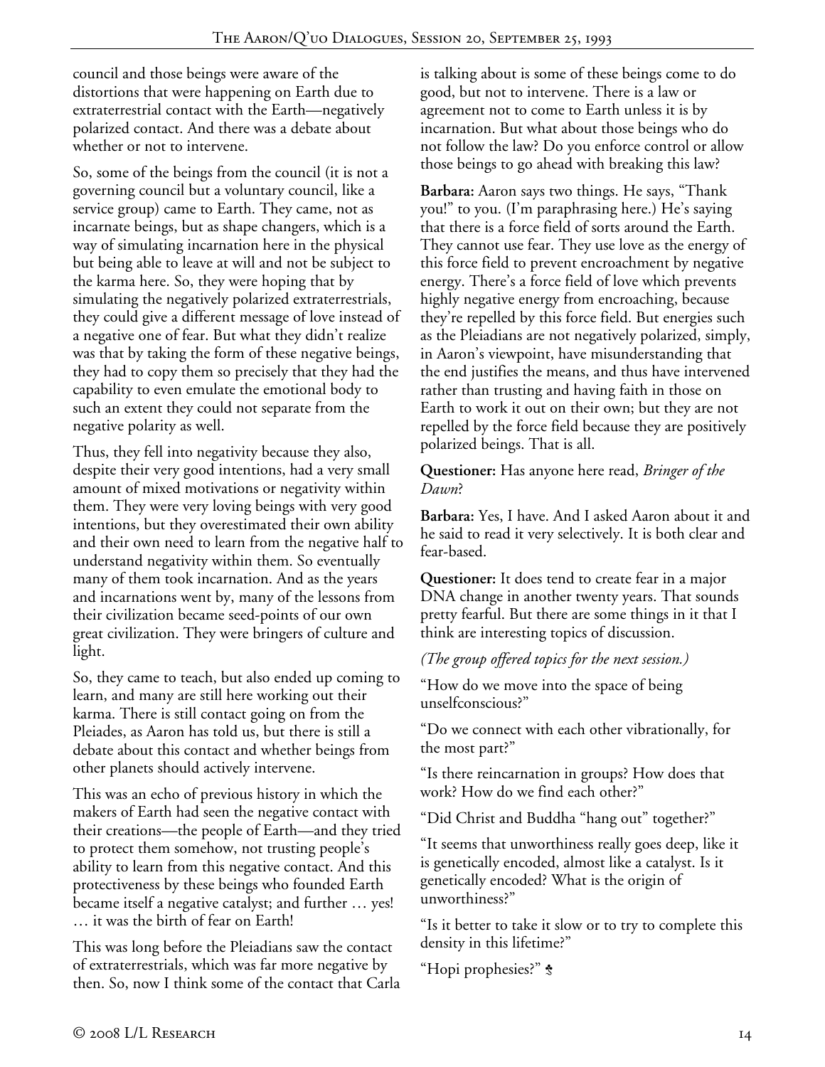council and those beings were aware of the distortions that were happening on Earth due to extraterrestrial contact with the Earth—negatively polarized contact. And there was a debate about whether or not to intervene.

So, some of the beings from the council (it is not a governing council but a voluntary council, like a service group) came to Earth. They came, not as incarnate beings, but as shape changers, which is a way of simulating incarnation here in the physical but being able to leave at will and not be subject to the karma here. So, they were hoping that by simulating the negatively polarized extraterrestrials, they could give a different message of love instead of a negative one of fear. But what they didn't realize was that by taking the form of these negative beings, they had to copy them so precisely that they had the capability to even emulate the emotional body to such an extent they could not separate from the negative polarity as well.

Thus, they fell into negativity because they also, despite their very good intentions, had a very small amount of mixed motivations or negativity within them. They were very loving beings with very good intentions, but they overestimated their own ability and their own need to learn from the negative half to understand negativity within them. So eventually many of them took incarnation. And as the years and incarnations went by, many of the lessons from their civilization became seed-points of our own great civilization. They were bringers of culture and light.

So, they came to teach, but also ended up coming to learn, and many are still here working out their karma. There is still contact going on from the Pleiades, as Aaron has told us, but there is still a debate about this contact and whether beings from other planets should actively intervene.

This was an echo of previous history in which the makers of Earth had seen the negative contact with their creations—the people of Earth—and they tried to protect them somehow, not trusting people's ability to learn from this negative contact. And this protectiveness by these beings who founded Earth became itself a negative catalyst; and further … yes! … it was the birth of fear on Earth!

This was long before the Pleiadians saw the contact of extraterrestrials, which was far more negative by then. So, now I think some of the contact that Carla is talking about is some of these beings come to do good, but not to intervene. There is a law or agreement not to come to Earth unless it is by incarnation. But what about those beings who do not follow the law? Do you enforce control or allow those beings to go ahead with breaking this law?

**Barbara:** Aaron says two things. He says, "Thank you!" to you. (I'm paraphrasing here.) He's saying that there is a force field of sorts around the Earth. They cannot use fear. They use love as the energy of this force field to prevent encroachment by negative energy. There's a force field of love which prevents highly negative energy from encroaching, because they're repelled by this force field. But energies such as the Pleiadians are not negatively polarized, simply, in Aaron's viewpoint, have misunderstanding that the end justifies the means, and thus have intervened rather than trusting and having faith in those on Earth to work it out on their own; but they are not repelled by the force field because they are positively polarized beings. That is all.

**Questioner:** Has anyone here read, *Bringer of the Dawn*?

**Barbara:** Yes, I have. And I asked Aaron about it and he said to read it very selectively. It is both clear and fear-based.

**Questioner:** It does tend to create fear in a major DNA change in another twenty years. That sounds pretty fearful. But there are some things in it that I think are interesting topics of discussion.

*(The group offered topics for the next session.)*

"How do we move into the space of being unselfconscious?"

"Do we connect with each other vibrationally, for the most part?"

"Is there reincarnation in groups? How does that work? How do we find each other?"

"Did Christ and Buddha "hang out" together?"

"It seems that unworthiness really goes deep, like it is genetically encoded, almost like a catalyst. Is it genetically encoded? What is the origin of unworthiness?"

"Is it better to take it slow or to try to complete this density in this lifetime?"

"Hopi prophesies?"